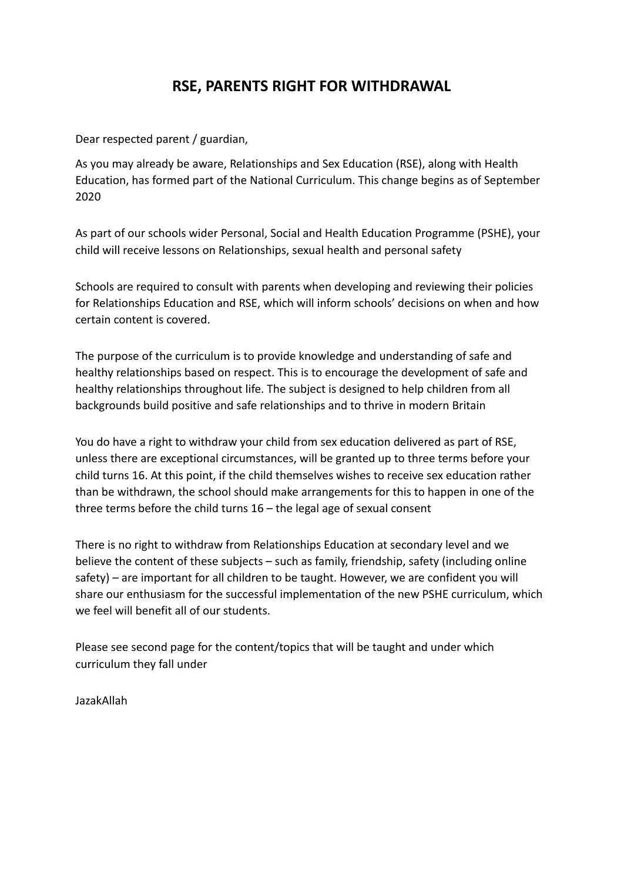# RSE, PARENTS RIGHT FOR WITHDRAWAL

Dear respected parent / guardian,

As you may already be aware, Relationships and Sex Education (RSE), along with Health Education, has formed part of the National Curriculum. This change begins as of September 2020

As part of our schools wider Personal, Social and Health Education Programme (PSHE), your child will receive lessons on Relationships, sexual health and personal safety

Schools are required to consult with parents when developing and reviewing their policies for Relationships Education and RSE, which will inform schools' decisions on when and how certain content is covered.

The purpose of the curriculum is to provide knowledge and understanding of safe and healthy relationships based on respect. This is to encourage the development of safe and healthy relationships throughout life. The subject is designed to help children from all backgrounds build positive and safe relationships and to thrive in modern Britain

You do have a right to withdraw your child from sex education delivered as part of RSE, unless there are exceptional circumstances, will be granted up to three terms before your child turns 16. At this point, if the child themselves wishes to receive sex education rather than be withdrawn, the school should make arrangements for this to happen in one of the three terms before the child turns 16 – the legal age of sexual consent

There is no right to withdraw from Relationships Education at secondary level and we believe the content of these subjects – such as family, friendship, safety (including online safety) – are important for all children to be taught. However, we are confident you will share our enthusiasm for the successful implementation of the new PSHE curriculum, which we feel will benefit all of our students.

Please see second page for the content/topics that will be taught and under which curriculum they fall under

JazakAllah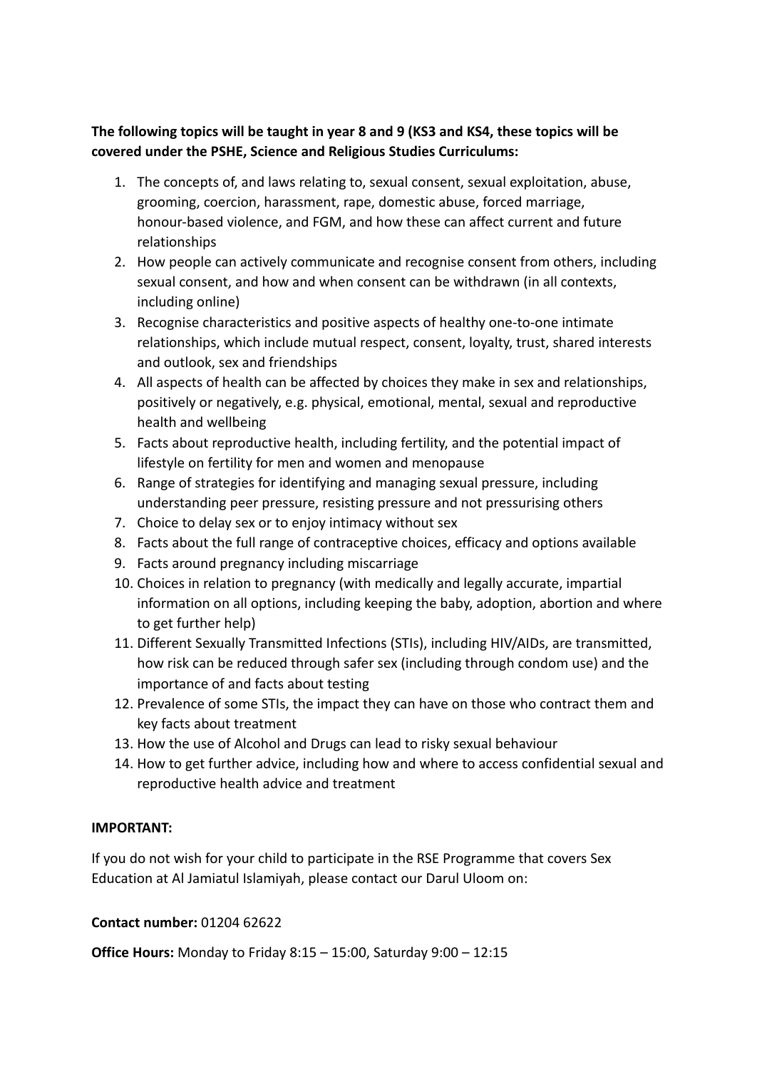**The following topics will be taught in year 8 and 9 (KS3 and KS4, these topics will be covered under the PSHE, Science and Religious Studies Curriculums:**

1. The concepts of, and laws relating to, sexual consent, sexual exploitation, abuse, grooming, coercion, harassment, rape, domestic abuse, forced marriage, honour-based violence, and FGM, and how these can affect current and future relationships
2. How people can actively communicate and recognise consent from others, including sexual consent, and how and when consent can be withdrawn (in all contexts, including online)
3. Recognise characteristics and positive aspects of healthy one-to-one intimate relationships, which include mutual respect, consent, loyalty, trust, shared interests and outlook, sex and friendships
4. All aspects of health can be affected by choices they make in sex and relationships, positively or negatively, e.g. physical, emotional, mental, sexual and reproductive health and wellbeing
5. Facts about reproductive health, including fertility, and the potential impact of lifestyle on fertility for men and women and menopause
6. Range of strategies for identifying and managing sexual pressure, including understanding peer pressure, resisting pressure and not pressurising others
7. Choice to delay sex or to enjoy intimacy without sex
8. Facts about the full range of contraceptive choices, efficacy and options available
9. Facts around pregnancy including miscarriage
10. Choices in relation to pregnancy (with medically and legally accurate, impartial information on all options, including keeping the baby, adoption, abortion and where to get further help)
11. Different Sexually Transmitted Infections (STIs), including HIV/AIDs, are transmitted, how risk can be reduced through safer sex (including through condom use) and the importance of and facts about testing
12. Prevalence of some STIs, the impact they can have on those who contract them and key facts about treatment
13. How the use of Alcohol and Drugs can lead to risky sexual behaviour
14. How to get further advice, including how and where to access confidential sexual and reproductive health advice and treatment

**IMPORTANT:**

If you do not wish for your child to participate in the RSE Programme that covers Sex Education at Al Jamiatul Islamiyah, please contact our Darul Uloom on:

**Contact number:** 01204 62622

**Office Hours:** Monday to Friday 8:15 – 15:00, Saturday 9:00 – 12:15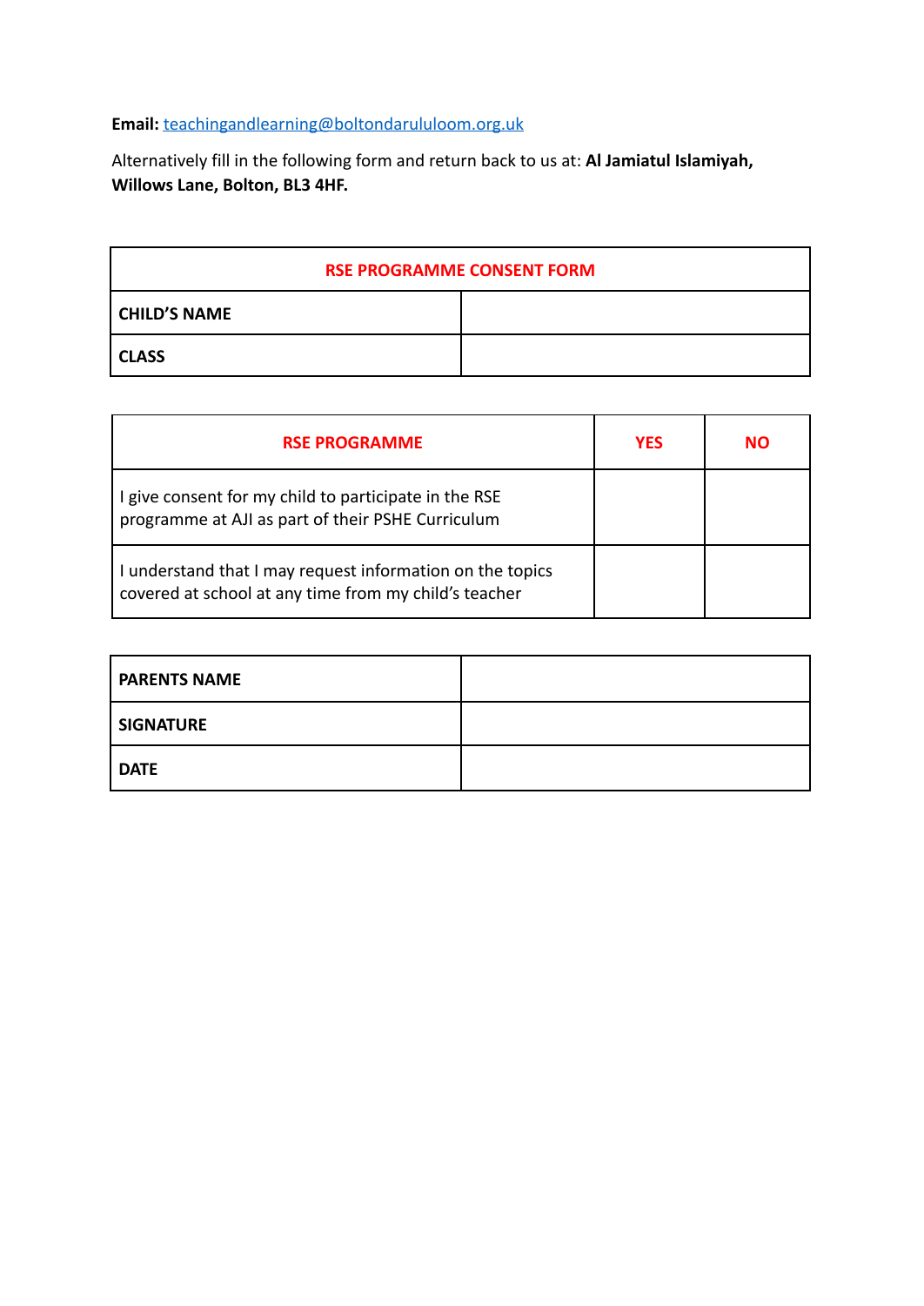**Email:** teachingandlearning@boltondarululoom.org.uk

Alternatively fill in the following form and return back to us at: **Al Jamiatul Islamiyah, Willows Lane, Bolton, BL3 4HF.**

| RSE PROGRAMME CONSENT FORM | |
|---|---|
| **CHILD'S NAME** | |
| **CLASS** | |

| RSE PROGRAMME | YES | NO |
|---|---|---|
| I give consent for my child to participate in the RSE programme at AJI as part of their PSHE Curriculum | | |
| I understand that I may request information on the topics covered at school at any time from my child's teacher | | |

| | |
|---|---|
| **PARENTS NAME** | |
| **SIGNATURE** | |
| **DATE** | |